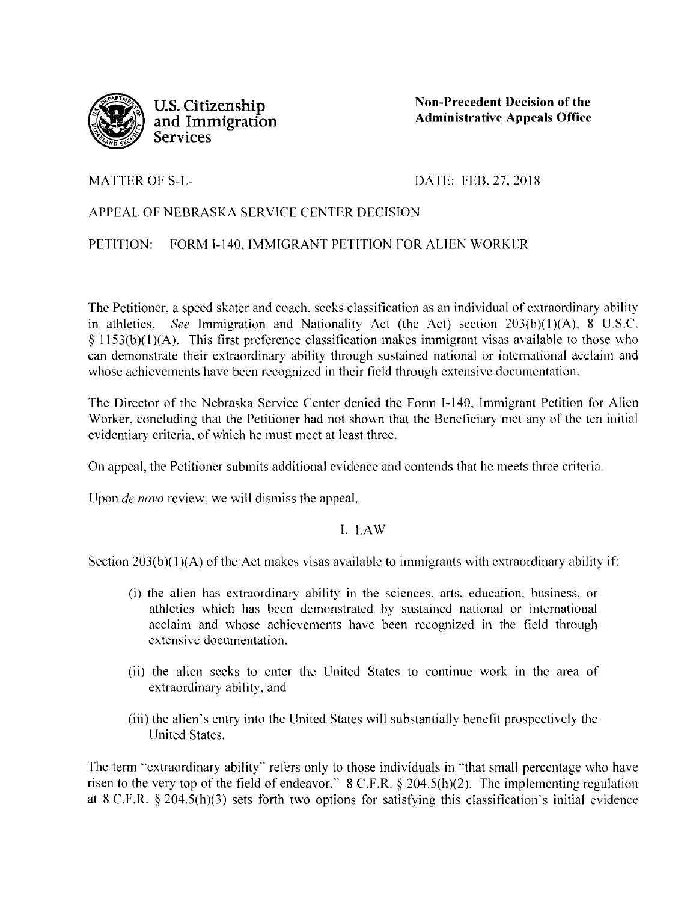**U.S. Citizenship and Immigration Services**

**Non-Precedent Decision of the Administrative Appeals Office**

MATTER OF S-L-

DATE: FEB. 27, 2018

APPEAL OF NEBRASKA SERVICE CENTER DECISION

PETITION: FORM I-140, IMMIGRANT PETITION FOR ALIEN WORKER

The Petitioner, a speed skater and coach, seeks classification as an individual of extraordinary ability in athletics. *See* Immigration and Nationality Act (the Act) section 203(b)(1)(A), 8 U.S.C. § 1153(b)(1)(A). This first preference classification makes immigrant visas available to those who can demonstrate their extraordinary ability through sustained national or international acclaim and whose achievements have been recognized in their field through extensive documentation.

The Director of the Nebraska Service Center denied the Form I-140, Immigrant Petition for Alien Worker, concluding that the Petitioner had not shown that the Beneficiary met any of the ten initial evidentiary criteria, of which he must meet at least three.

On appeal, the Petitioner submits additional evidence and contends that he meets three criteria.

Upon *de novo* review, we will dismiss the appeal.

## I. LAW

Section 203(b)(1)(A) of the Act makes visas available to immigrants with extraordinary ability if:

> (i) the alien has extraordinary ability in the sciences, arts, education, business, or athletics which has been demonstrated by sustained national or international acclaim and whose achievements have been recognized in the field through extensive documentation,
>
> (ii) the alien seeks to enter the United States to continue work in the area of extraordinary ability, and
>
> (iii) the alien's entry into the United States will substantially benefit prospectively the United States.

The term "extraordinary ability" refers only to those individuals in "that small percentage who have risen to the very top of the field of endeavor." 8 C.F.R. § 204.5(h)(2). The implementing regulation at 8 C.F.R. § 204.5(h)(3) sets forth two options for satisfying this classification's initial evidence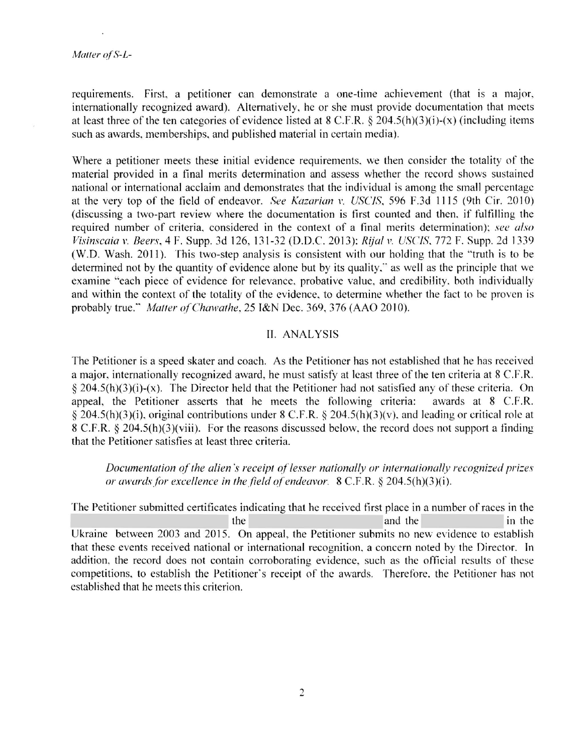requirements. First, a petitioner can demonstrate a one-time achievement (that is a major, internationally recognized award). Alternatively, he or she must provide documentation that meets at least three of the ten categories of evidence listed at 8 C.F.R. § 204.5(h)(3)(i)-(x) (including items such as awards, memberships, and published material in certain media).

Where a petitioner meets these initial evidence requirements, we then consider the totality of the material provided in a final merits determination and assess whether the record shows sustained national or international acclaim and demonstrates that the individual is among the small percentage at the very top of the field of endeavor. *See Kazarian v. USCIS*, 596 F.3d 1115 (9th Cir. 2010) (discussing a two-part review where the documentation is first counted and then, if fulfilling the required number of criteria, considered in the context of a final merits determination); *see also Visinscaia v. Beers*, 4 F. Supp. 3d 126, 131-32 (D.D.C. 2013); *Rijal v. USCIS*, 772 F. Supp. 2d 1339 (W.D. Wash. 2011). This two-step analysis is consistent with our holding that the "truth is to be determined not by the quantity of evidence alone but by its quality," as well as the principle that we examine "each piece of evidence for relevance, probative value, and credibility, both individually and within the context of the totality of the evidence, to determine whether the fact to be proven is probably true." *Matter of Chawathe*, 25 I&N Dec. 369, 376 (AAO 2010).

## II. ANALYSIS

The Petitioner is a speed skater and coach. As the Petitioner has not established that he has received a major, internationally recognized award, he must satisfy at least three of the ten criteria at 8 C.F.R. § 204.5(h)(3)(i)-(x). The Director held that the Petitioner had not satisfied any of these criteria. On appeal, the Petitioner asserts that he meets the following criteria: awards at 8 C.F.R. § 204.5(h)(3)(i), original contributions under 8 C.F.R. § 204.5(h)(3)(v), and leading or critical role at 8 C.F.R. § 204.5(h)(3)(viii). For the reasons discussed below, the record does not support a finding that the Petitioner satisfies at least three criteria.

> *Documentation of the alien's receipt of lesser nationally or internationally recognized prizes or awards for excellence in the field of endeavor.* 8 C.F.R. § 204.5(h)(3)(i).

The Petitioner submitted certificates indicating that he received first place in a number of races in the [redacted] the [redacted] and the [redacted] in the Ukraine between 2003 and 2015. On appeal, the Petitioner submits no new evidence to establish that these events received national or international recognition, a concern noted by the Director. In addition, the record does not contain corroborating evidence, such as the official results of these competitions, to establish the Petitioner's receipt of the awards. Therefore, the Petitioner has not established that he meets this criterion.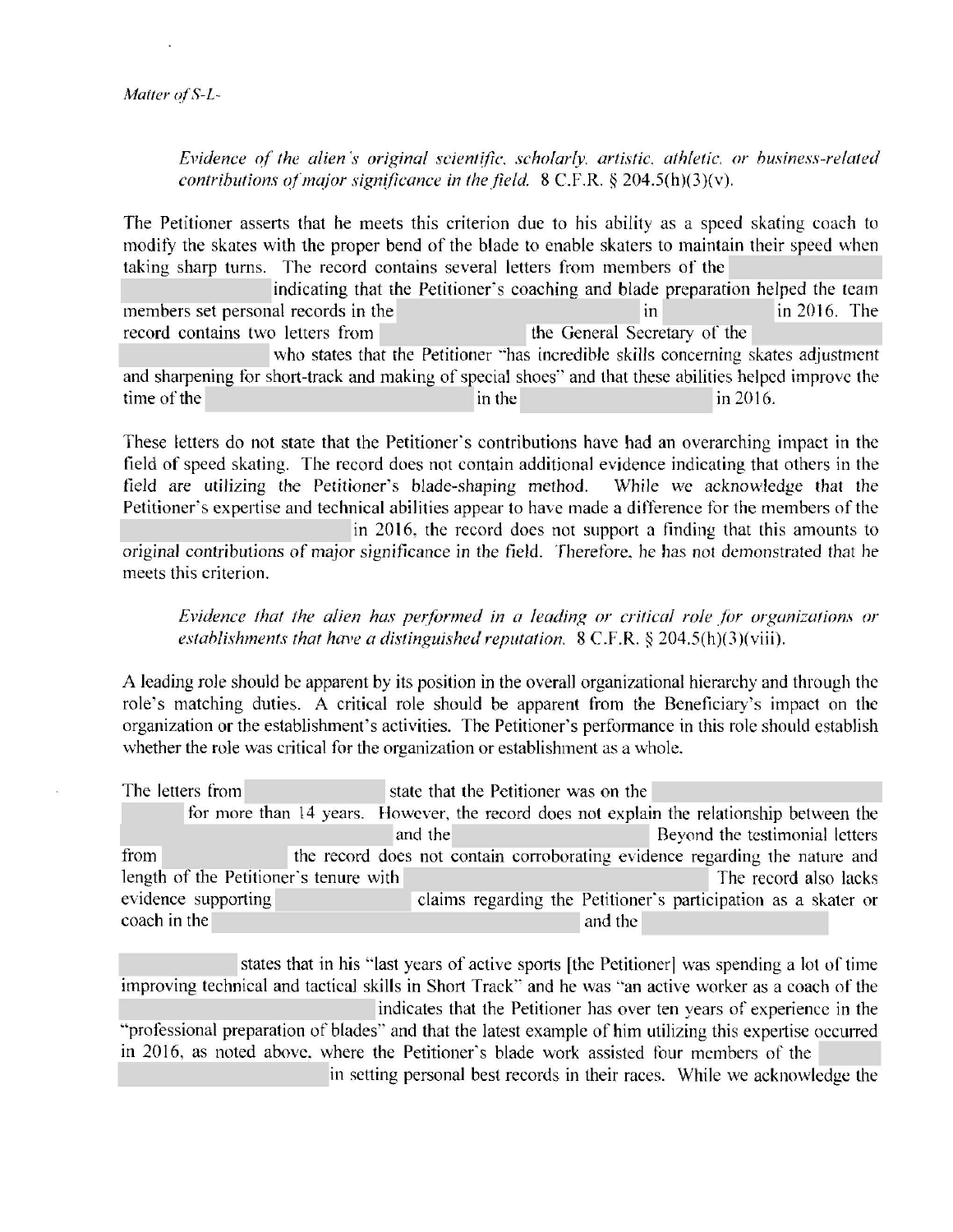*Evidence of the alien's original scientific, scholarly, artistic, athletic, or business-related contributions of major significance in the field.* 8 C.F.R. § 204.5(h)(3)(v).

The Petitioner asserts that he meets this criterion due to his ability as a speed skating coach to modify the skates with the proper bend of the blade to enable skaters to maintain their speed when taking sharp turns. The record contains several letters from members of the indicating that the Petitioner's coaching and blade preparation helped the team members set personal records in the in in 2016. The record contains two letters from the General Secretary of the who states that the Petitioner "has incredible skills concerning skates adjustment and sharpening for short-track and making of special shoes" and that these abilities helped improve the time of the in the in 2016.

These letters do not state that the Petitioner's contributions have had an overarching impact in the field of speed skating. The record does not contain additional evidence indicating that others in the field are utilizing the Petitioner's blade-shaping method. While we acknowledge that the Petitioner's expertise and technical abilities appear to have made a difference for the members of the in 2016, the record does not support a finding that this amounts to original contributions of major significance in the field. Therefore, he has not demonstrated that he meets this criterion.

*Evidence that the alien has performed in a leading or critical role for organizations or establishments that have a distinguished reputation.* 8 C.F.R. § 204.5(h)(3)(viii).

A leading role should be apparent by its position in the overall organizational hierarchy and through the role's matching duties. A critical role should be apparent from the Beneficiary's impact on the organization or the establishment's activities. The Petitioner's performance in this role should establish whether the role was critical for the organization or establishment as a whole.

The letters from state that the Petitioner was on the for more than 14 years. However, the record does not explain the relationship between the and the Beyond the testimonial letters from the record does not contain corroborating evidence regarding the nature and length of the Petitioner's tenure with The record also lacks evidence supporting claims regarding the Petitioner's participation as a skater or coach in the and the

states that in his "last years of active sports [the Petitioner] was spending a lot of time improving technical and tactical skills in Short Track" and he was "an active worker as a coach of the indicates that the Petitioner has over ten years of experience in the "professional preparation of blades" and that the latest example of him utilizing this expertise occurred in 2016, as noted above, where the Petitioner's blade work assisted four members of the in setting personal best records in their races. While we acknowledge the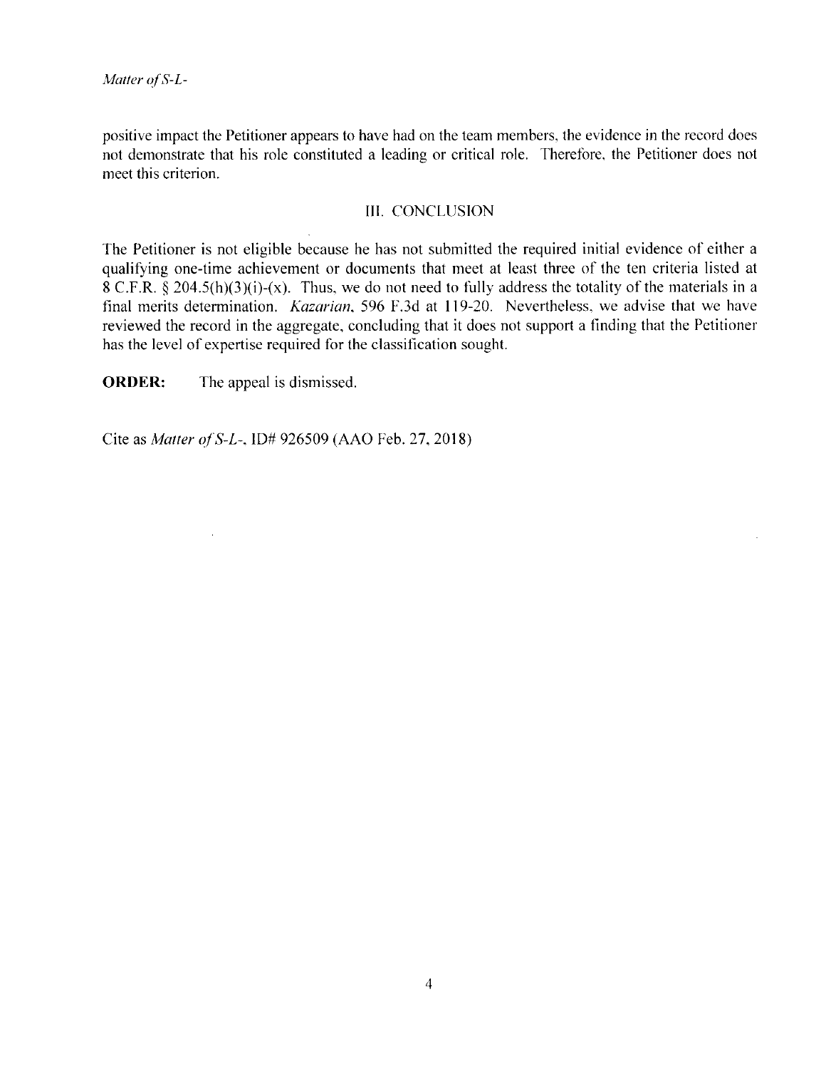positive impact the Petitioner appears to have had on the team members, the evidence in the record does not demonstrate that his role constituted a leading or critical role. Therefore, the Petitioner does not meet this criterion.

## III. CONCLUSION

The Petitioner is not eligible because he has not submitted the required initial evidence of either a qualifying one-time achievement or documents that meet at least three of the ten criteria listed at 8 C.F.R. § 204.5(h)(3)(i)-(x). Thus, we do not need to fully address the totality of the materials in a final merits determination. *Kazarian*, 596 F.3d at 119-20. Nevertheless, we advise that we have reviewed the record in the aggregate, concluding that it does not support a finding that the Petitioner has the level of expertise required for the classification sought.

**ORDER:** The appeal is dismissed.

Cite as *Matter of S-L-*, ID# 926509 (AAO Feb. 27, 2018)